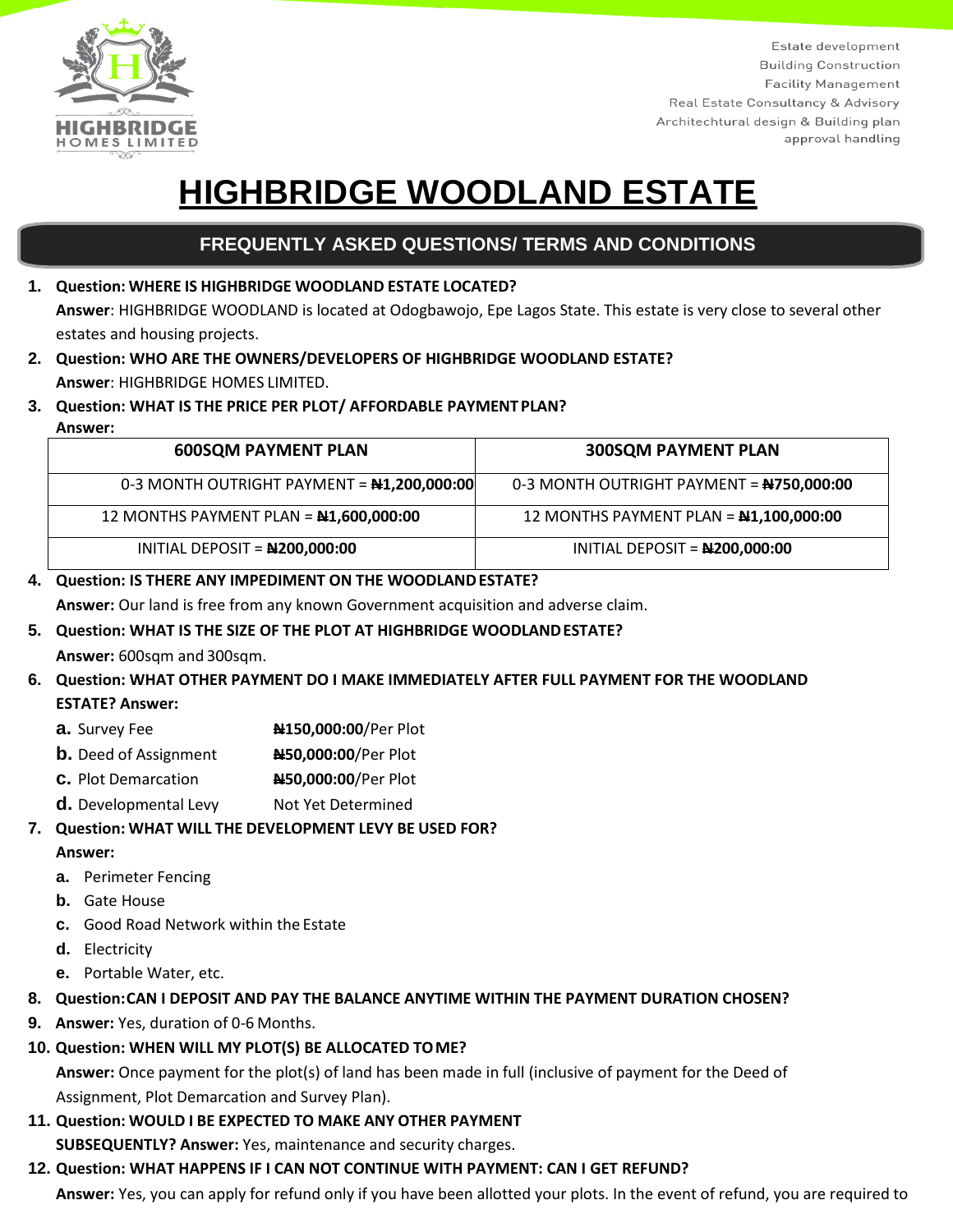HIGHBRIDGE
HOMES LIMITED

Estate development
Building Construction
Facility Management
Real Estate Consultancy & Advisory
Architechtural design & Building plan approval handling

# HIGHBRIDGE WOODLAND ESTATE

## FREQUENTLY ASKED QUESTIONS/ TERMS AND CONDITIONS

1. **Question: WHERE IS HIGHBRIDGE WOODLAND ESTATE LOCATED?**
   **Answer**: HIGHBRIDGE WOODLAND is located at Odogbawojo, Epe Lagos State. This estate is very close to several other estates and housing projects.
2. **Question: WHO ARE THE OWNERS/DEVELOPERS OF HIGHBRIDGE WOODLAND ESTATE?**
   **Answer**: HIGHBRIDGE HOMES LIMITED.
3. **Question: WHAT IS THE PRICE PER PLOT/ AFFORDABLE PAYMENT PLAN?**
   **Answer:**

| 600SQM PAYMENT PLAN | 300SQM PAYMENT PLAN |
|---|---|
| 0-3 MONTH OUTRIGHT PAYMENT = **₦1,200,000:00** | 0-3 MONTH OUTRIGHT PAYMENT = **₦750,000:00** |
| 12 MONTHS PAYMENT PLAN = **₦1,600,000:00** | 12 MONTHS PAYMENT PLAN = **₦1,100,000:00** |
| INITIAL DEPOSIT = **₦200,000:00** | INITIAL DEPOSIT = **₦200,000:00** |

4. **Question: IS THERE ANY IMPEDIMENT ON THE WOODLAND ESTATE?**
   **Answer:** Our land is free from any known Government acquisition and adverse claim.
5. **Question: WHAT IS THE SIZE OF THE PLOT AT HIGHBRIDGE WOODLAND ESTATE?**
   **Answer:** 600sqm and 300sqm.
6. **Question: WHAT OTHER PAYMENT DO I MAKE IMMEDIATELY AFTER FULL PAYMENT FOR THE WOODLAND ESTATE? Answer:**
   - **a.** Survey Fee — **₦150,000:00**/Per Plot
   - **b.** Deed of Assignment — **₦50,000:00**/Per Plot
   - **c.** Plot Demarcation — **₦50,000:00**/Per Plot
   - **d.** Developmental Levy — Not Yet Determined
7. **Question: WHAT WILL THE DEVELOPMENT LEVY BE USED FOR?**
   **Answer:**
   - **a.** Perimeter Fencing
   - **b.** Gate House
   - **c.** Good Road Network within the Estate
   - **d.** Electricity
   - **e.** Portable Water, etc.
8. **Question:CAN I DEPOSIT AND PAY THE BALANCE ANYTIME WITHIN THE PAYMENT DURATION CHOSEN?**
9. **Answer:** Yes, duration of 0-6 Months.
10. **Question: WHEN WILL MY PLOT(S) BE ALLOCATED TO ME?**
    **Answer:** Once payment for the plot(s) of land has been made in full (inclusive of payment for the Deed of Assignment, Plot Demarcation and Survey Plan).
11. **Question: WOULD I BE EXPECTED TO MAKE ANY OTHER PAYMENT SUBSEQUENTLY? Answer:** Yes, maintenance and security charges.
12. **Question: WHAT HAPPENS IF I CAN NOT CONTINUE WITH PAYMENT: CAN I GET REFUND?**
    **Answer:** Yes, you can apply for refund only if you have been allotted your plots. In the event of refund, you are required to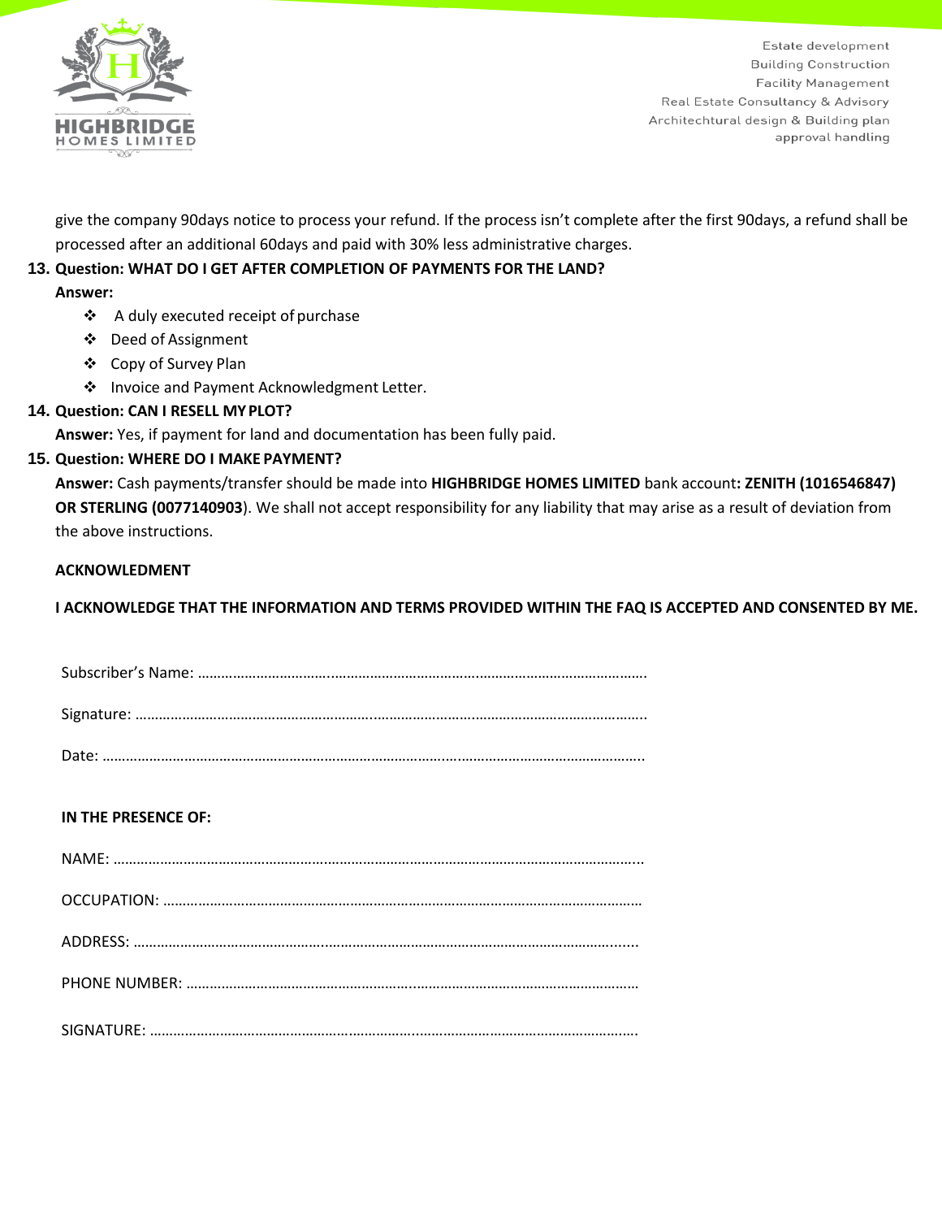give the company 90days notice to process your refund. If the process isn't complete after the first 90days, a refund shall be processed after an additional 60days and paid with 30% less administrative charges.

13. **Question: WHAT DO I GET AFTER COMPLETION OF PAYMENTS FOR THE LAND?**

    **Answer:**

    - A duly executed receipt of purchase
    - Deed of Assignment
    - Copy of Survey Plan
    - Invoice and Payment Acknowledgment Letter.

14. **Question: CAN I RESELL MY PLOT?**

    **Answer:** Yes, if payment for land and documentation has been fully paid.

15. **Question: WHERE DO I MAKE PAYMENT?**

    **Answer:** Cash payments/transfer should be made into **HIGHBRIDGE HOMES LIMITED** bank account**: ZENITH (1016546847) OR STERLING (0077140903**). We shall not accept responsibility for any liability that may arise as a result of deviation from the above instructions.

**ACKNOWLEDMENT**

**I ACKNOWLEDGE THAT THE INFORMATION AND TERMS PROVIDED WITHIN THE FAQ IS ACCEPTED AND CONSENTED BY ME.**

Subscriber's Name: ……………………………………………………………………………………………………

Signature: ……………………………………………………………………………………………………………

Date: …………………………………………………………………………………………………………………

**IN THE PRESENCE OF:**

NAME: ………………………………………………………………………………………………………………

OCCUPATION: ………………………………………………………………………………………………………

ADDRESS: ……………………………………………………………………………………………………………

PHONE NUMBER: ……………………………………………………………………………………………………

SIGNATURE: …………………………………………………………………………………………………………